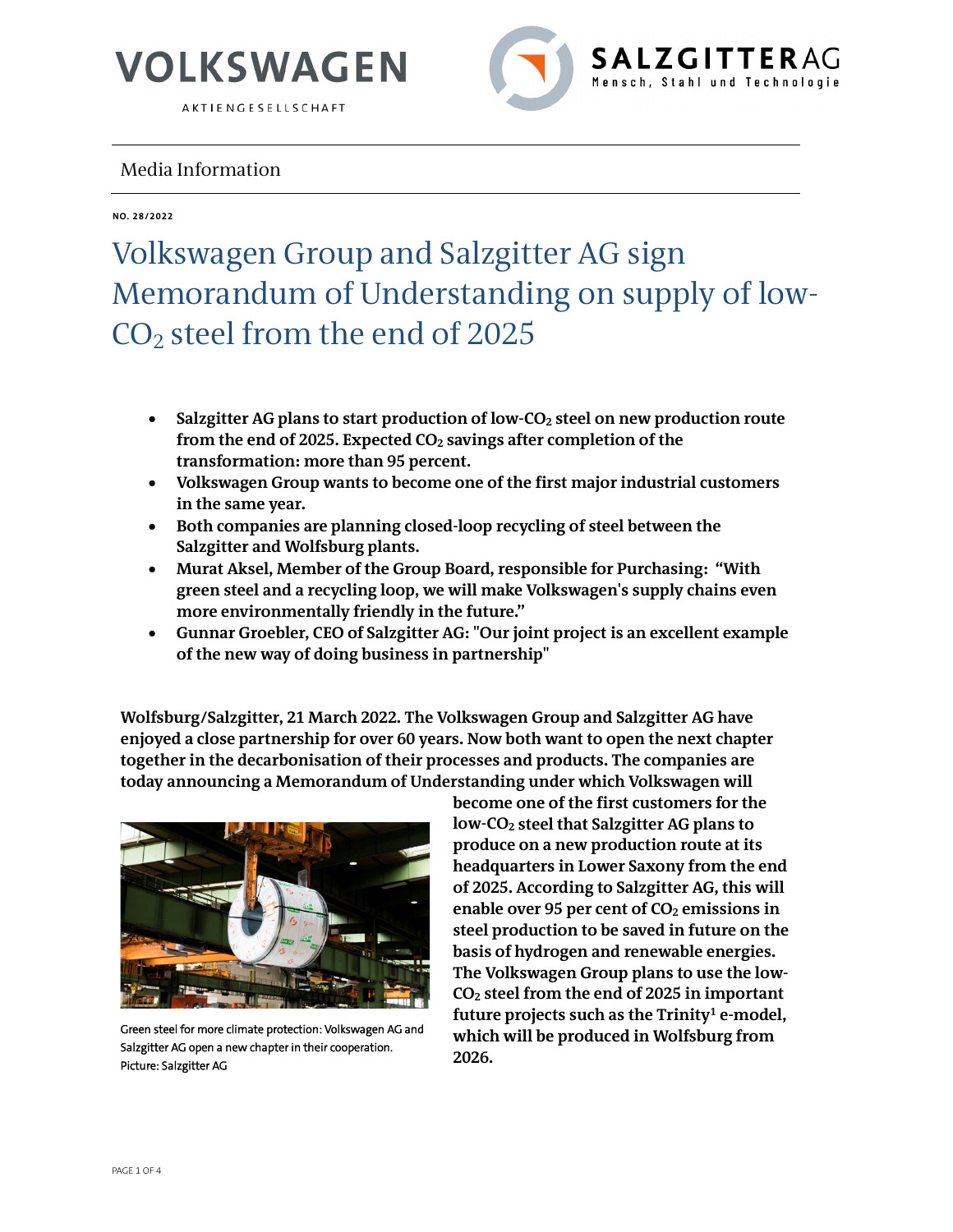VOLKSWAGEN
AKTIENGESELLSCHAFT

SALZGITTER AG
Mensch, Stahl und Technologie

Media Information

**NO. 28/2022**

# Volkswagen Group and Salzgitter AG sign Memorandum of Understanding on supply of low-$CO_2$ steel from the end of 2025

- **Salzgitter AG plans to start production of low-$CO_2$ steel on new production route from the end of 2025. Expected $CO_2$ savings after completion of the transformation: more than 95 percent.**
- **Volkswagen Group wants to become one of the first major industrial customers in the same year.**
- **Both companies are planning closed-loop recycling of steel between the Salzgitter and Wolfsburg plants.**
- **Murat Aksel, Member of the Group Board, responsible for Purchasing: "With green steel and a recycling loop, we will make Volkswagen's supply chains even more environmentally friendly in the future."**
- **Gunnar Groebler, CEO of Salzgitter AG: "Our joint project is an excellent example of the new way of doing business in partnership"**

**Wolfsburg/Salzgitter, 21 March 2022. The Volkswagen Group and Salzgitter AG have enjoyed a close partnership for over 60 years. Now both want to open the next chapter together in the decarbonisation of their processes and products. The companies are today announcing a Memorandum of Understanding under which Volkswagen will become one of the first customers for the low-$CO_2$ steel that Salzgitter AG plans to produce on a new production route at its headquarters in Lower Saxony from the end of 2025. According to Salzgitter AG, this will enable over 95 per cent of $CO_2$ emissions in steel production to be saved in future on the basis of hydrogen and renewable energies. The Volkswagen Group plans to use the low-$CO_2$ steel from the end of 2025 in important future projects such as the Trinity[1] e-model, which will be produced in Wolfsburg from 2026.**

Green steel for more climate protection: Volkswagen AG and Salzgitter AG open a new chapter in their cooperation. Picture: Salzgitter AG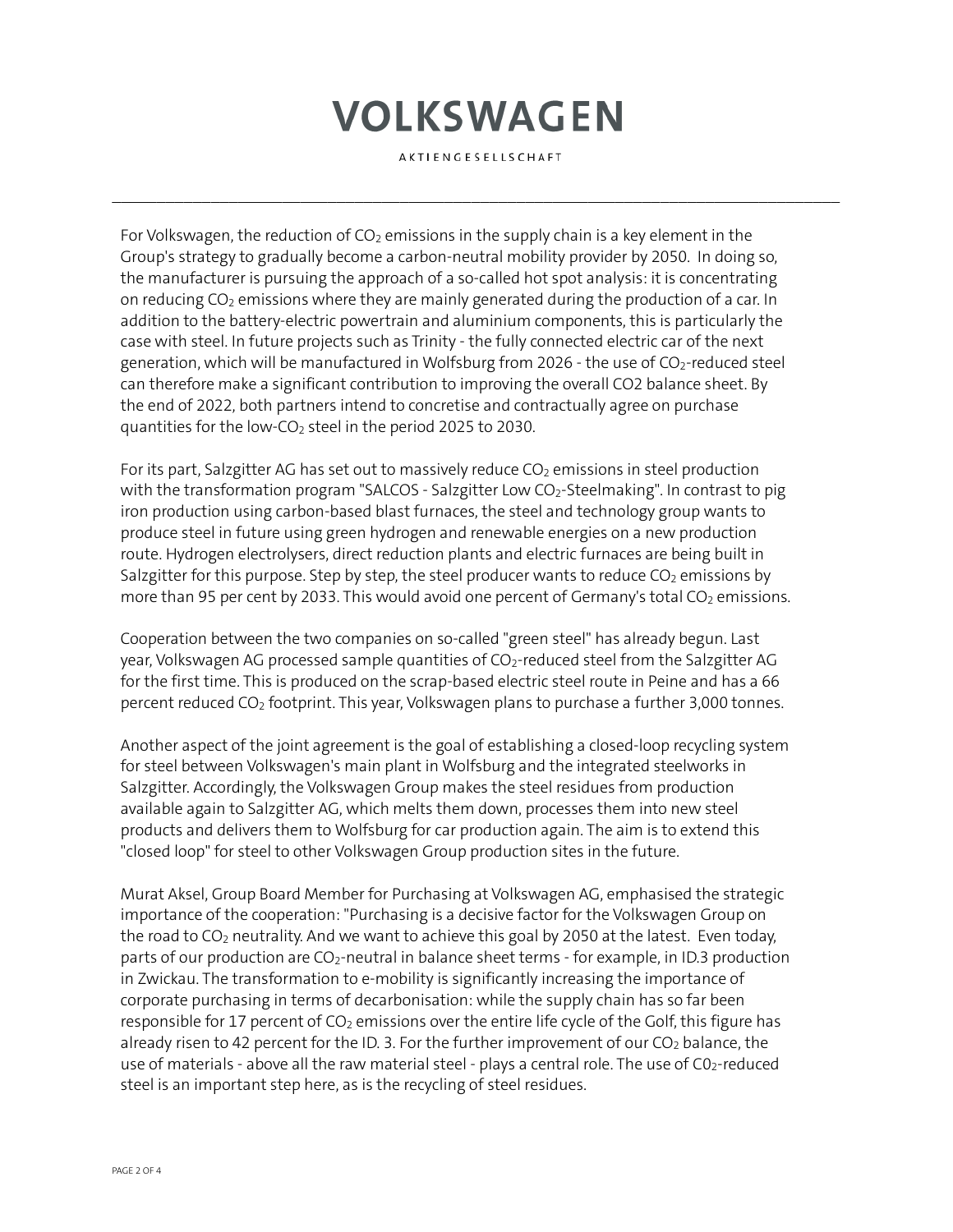For Volkswagen, the reduction of $CO_2$ emissions in the supply chain is a key element in the Group's strategy to gradually become a carbon-neutral mobility provider by 2050. In doing so, the manufacturer is pursuing the approach of a so-called hot spot analysis: it is concentrating on reducing $CO_2$ emissions where they are mainly generated during the production of a car. In addition to the battery-electric powertrain and aluminium components, this is particularly the case with steel. In future projects such as Trinity - the fully connected electric car of the next generation, which will be manufactured in Wolfsburg from 2026 - the use of $CO_2$-reduced steel can therefore make a significant contribution to improving the overall CO2 balance sheet. By the end of 2022, both partners intend to concretise and contractually agree on purchase quantities for the low-$CO_2$ steel in the period 2025 to 2030.

For its part, Salzgitter AG has set out to massively reduce $CO_2$ emissions in steel production with the transformation program "SALCOS - Salzgitter Low $CO_2$-Steelmaking". In contrast to pig iron production using carbon-based blast furnaces, the steel and technology group wants to produce steel in future using green hydrogen and renewable energies on a new production route. Hydrogen electrolysers, direct reduction plants and electric furnaces are being built in Salzgitter for this purpose. Step by step, the steel producer wants to reduce $CO_2$ emissions by more than 95 per cent by 2033. This would avoid one percent of Germany's total $CO_2$ emissions.

Cooperation between the two companies on so-called "green steel" has already begun. Last year, Volkswagen AG processed sample quantities of $CO_2$-reduced steel from the Salzgitter AG for the first time. This is produced on the scrap-based electric steel route in Peine and has a 66 percent reduced $CO_2$ footprint. This year, Volkswagen plans to purchase a further 3,000 tonnes.

Another aspect of the joint agreement is the goal of establishing a closed-loop recycling system for steel between Volkswagen's main plant in Wolfsburg and the integrated steelworks in Salzgitter. Accordingly, the Volkswagen Group makes the steel residues from production available again to Salzgitter AG, which melts them down, processes them into new steel products and delivers them to Wolfsburg for car production again. The aim is to extend this "closed loop" for steel to other Volkswagen Group production sites in the future.

Murat Aksel, Group Board Member for Purchasing at Volkswagen AG, emphasised the strategic importance of the cooperation: "Purchasing is a decisive factor for the Volkswagen Group on the road to $CO_2$ neutrality. And we want to achieve this goal by 2050 at the latest. Even today, parts of our production are $CO_2$-neutral in balance sheet terms - for example, in ID.3 production in Zwickau. The transformation to e-mobility is significantly increasing the importance of corporate purchasing in terms of decarbonisation: while the supply chain has so far been responsible for 17 percent of $CO_2$ emissions over the entire life cycle of the Golf, this figure has already risen to 42 percent for the ID. 3. For the further improvement of our $CO_2$ balance, the use of materials - above all the raw material steel - plays a central role. The use of $C0_2$-reduced steel is an important step here, as is the recycling of steel residues.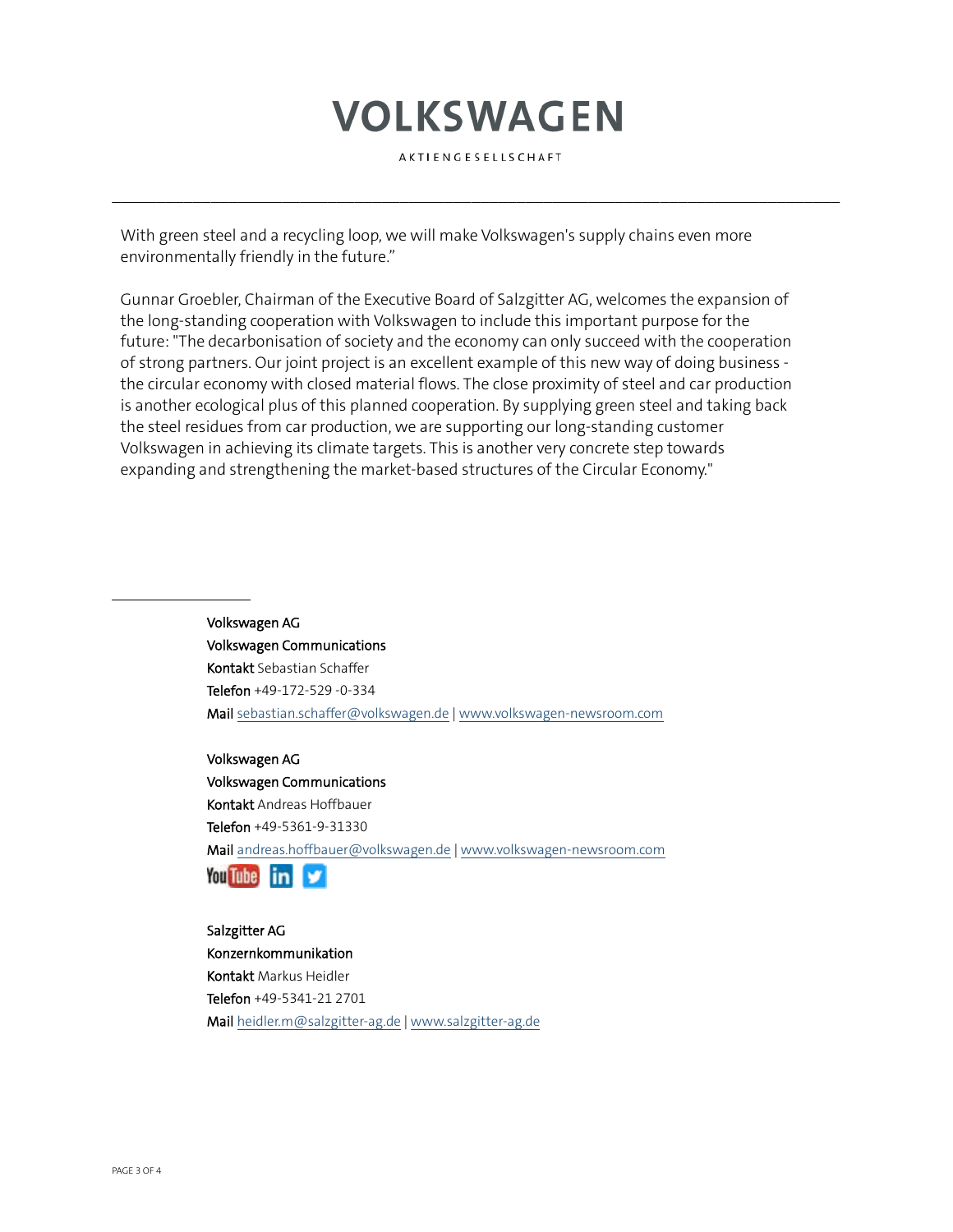With green steel and a recycling loop, we will make Volkswagen's supply chains even more environmentally friendly in the future.”

Gunnar Groebler, Chairman of the Executive Board of Salzgitter AG, welcomes the expansion of the long-standing cooperation with Volkswagen to include this important purpose for the future: "The decarbonisation of society and the economy can only succeed with the cooperation of strong partners. Our joint project is an excellent example of this new way of doing business - the circular economy with closed material flows. The close proximity of steel and car production is another ecological plus of this planned cooperation. By supplying green steel and taking back the steel residues from car production, we are supporting our long-standing customer Volkswagen in achieving its climate targets. This is another very concrete step towards expanding and strengthening the market-based structures of the Circular Economy."

---

**Volkswagen AG**
**Volkswagen Communications**
**Kontakt** Sebastian Schaffer
**Telefon** +49-172-529 -0-334
**Mail** sebastian.schaffer@volkswagen.de | www.volkswagen-newsroom.com

**Volkswagen AG**
**Volkswagen Communications**
**Kontakt** Andreas Hoffbauer
**Telefon** +49-5361-9-31330
**Mail** andreas.hoffbauer@volkswagen.de | www.volkswagen-newsroom.com

**Salzgitter AG**
**Konzernkommunikation**
**Kontakt** Markus Heidler
**Telefon** +49-5341-21 2701
**Mail** heidler.m@salzgitter-ag.de | www.salzgitter-ag.de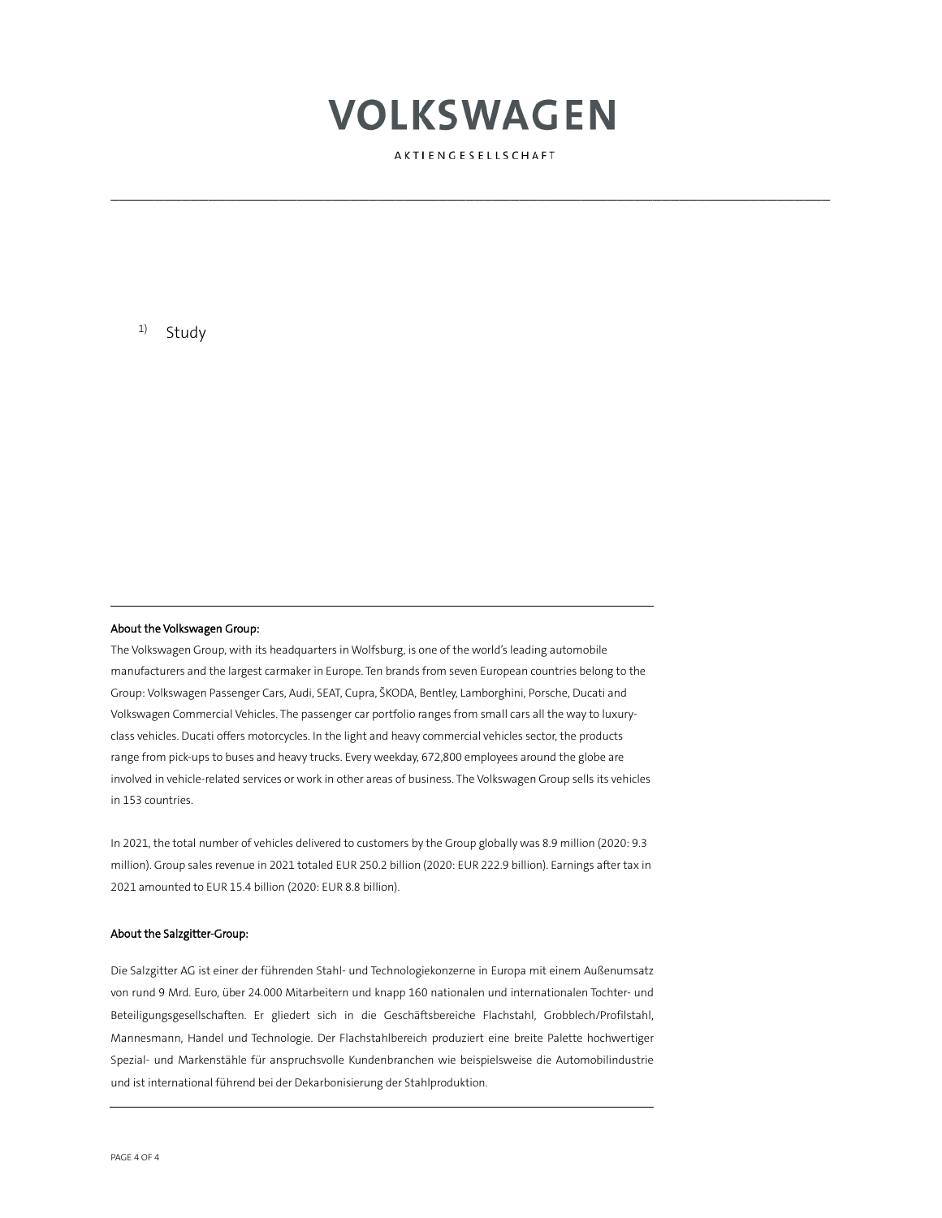[1] Study

---

**About the Volkswagen Group:**

The Volkswagen Group, with its headquarters in Wolfsburg, is one of the world's leading automobile manufacturers and the largest carmaker in Europe. Ten brands from seven European countries belong to the Group: Volkswagen Passenger Cars, Audi, SEAT, Cupra, ŠKODA, Bentley, Lamborghini, Porsche, Ducati and Volkswagen Commercial Vehicles. The passenger car portfolio ranges from small cars all the way to luxury-class vehicles. Ducati offers motorcycles. In the light and heavy commercial vehicles sector, the products range from pick-ups to buses and heavy trucks. Every weekday, 672,800 employees around the globe are involved in vehicle-related services or work in other areas of business. The Volkswagen Group sells its vehicles in 153 countries.

In 2021, the total number of vehicles delivered to customers by the Group globally was 8.9 million (2020: 9.3 million). Group sales revenue in 2021 totaled EUR 250.2 billion (2020: EUR 222.9 billion). Earnings after tax in 2021 amounted to EUR 15.4 billion (2020: EUR 8.8 billion).

**About the Salzgitter-Group:**

Die Salzgitter AG ist einer der führenden Stahl- und Technologiekonzerne in Europa mit einem Außenumsatz von rund 9 Mrd. Euro, über 24.000 Mitarbeitern und knapp 160 nationalen und internationalen Tochter- und Beteiligungsgesellschaften. Er gliedert sich in die Geschäftsbereiche Flachstahl, Grobblech/Profilstahl, Mannesmann, Handel und Technologie. Der Flachstahlbereich produziert eine breite Palette hochwertiger Spezial- und Markenstähle für anspruchsvolle Kundenbranchen wie beispielsweise die Automobilindustrie und ist international führend bei der Dekarbonisierung der Stahlproduktion.